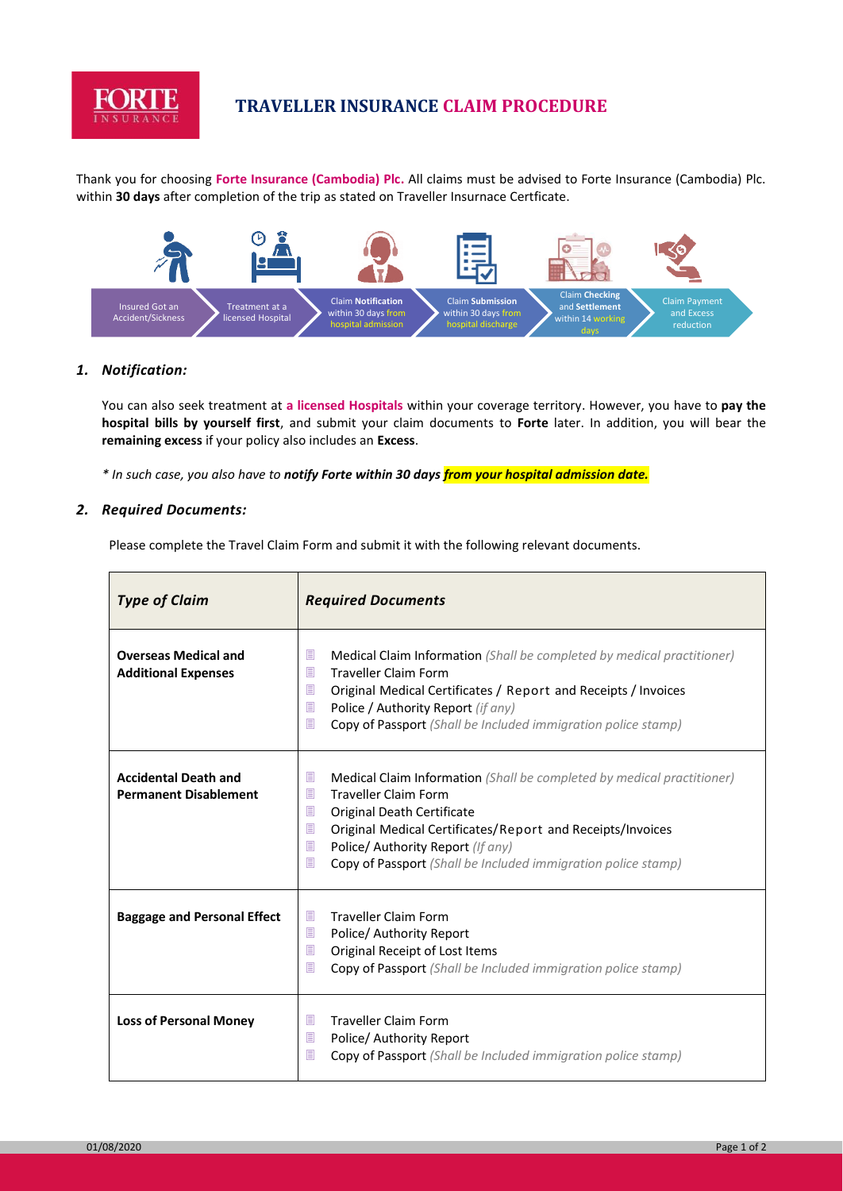# TRAVELLER INSURANCE CLAIM PROCEDURE

Thank you for choosing **Forte Insurance (Cambodia) Plc.** All claims must be advised to Forte Insurance (Cambodia) Plc. within **30 days** after completion of the trip as stated on Traveller Insurnace Certficate.

Insured Got an Accident/Sickness → Treatment at a licensed Hospital → Claim **Notification** within 30 days from hospital admission → Claim **Submission** within 30 days from hospital discharge → Claim **Checking** and **Settlement** within 14 working days → Claim Payment and Excess reduction

## *1. Notification:*

You can also seek treatment at **a licensed Hospitals** within your coverage territory. However, you have to **pay the hospital bills by yourself first**, and submit your claim documents to **Forte** later. In addition, you will bear the **remaining excess** if your policy also includes an **Excess**.

*\* In such case, you also have to **notify Forte within 30 days from your hospital admission date.***

## *2. Required Documents:*

Please complete the Travel Claim Form and submit it with the following relevant documents.

| *Type of Claim* | *Required Documents* |
|---|---|
| **Overseas Medical and Additional Expenses** | Medical Claim Information *(Shall be completed by medical practitioner)*<br>Traveller Claim Form<br>Original Medical Certificates / Report and Receipts / Invoices<br>Police / Authority Report *(if any)*<br>Copy of Passport *(Shall be Included immigration police stamp)* |
| **Accidental Death and Permanent Disablement** | Medical Claim Information *(Shall be completed by medical practitioner)*<br>Traveller Claim Form<br>Original Death Certificate<br>Original Medical Certificates/Report and Receipts/Invoices<br>Police/ Authority Report *(If any)*<br>Copy of Passport *(Shall be Included immigration police stamp)* |
| **Baggage and Personal Effect** | Traveller Claim Form<br>Police/ Authority Report<br>Original Receipt of Lost Items<br>Copy of Passport *(Shall be Included immigration police stamp)* |
| **Loss of Personal Money** | Traveller Claim Form<br>Police/ Authority Report<br>Copy of Passport *(Shall be Included immigration police stamp)* |

01/08/2020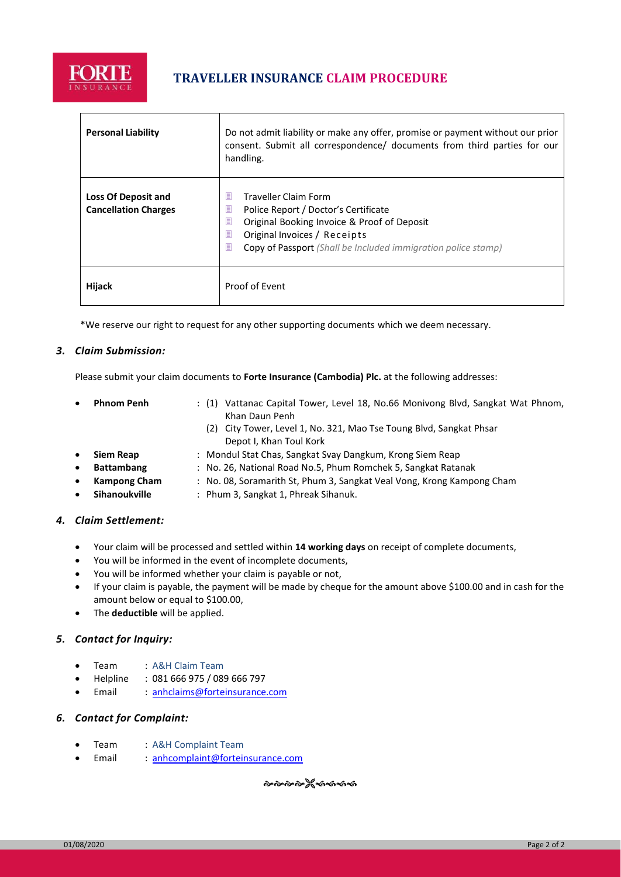# TRAVELLER INSURANCE CLAIM PROCEDURE

| | |
|---|---|
| **Personal Liability** | Do not admit liability or make any offer, promise or payment without our prior consent. Submit all correspondence/ documents from third parties for our handling. |
| **Loss Of Deposit and Cancellation Charges** | Traveller Claim Form<br>Police Report / Doctor's Certificate<br>Original Booking Invoice & Proof of Deposit<br>Original Invoices / Receipts<br>Copy of Passport *(Shall be Included immigration police stamp)* |
| **Hijack** | Proof of Event |

*We reserve our right to request for any other supporting documents which we deem necessary.

### *3. Claim Submission:*

Please submit your claim documents to **Forte Insurance (Cambodia) Plc.** at the following addresses:

- **Phnom Penh** : (1) Vattanac Capital Tower, Level 18, No.66 Monivong Blvd, Sangkat Wat Phnom, Khan Daun Penh
  (2) City Tower, Level 1, No. 321, Mao Tse Toung Blvd, Sangkat Phsar Depot I, Khan Toul Kork
- **Siem Reap** : Mondul Stat Chas, Sangkat Svay Dangkum, Krong Siem Reap
- **Battambang** : No. 26, National Road No.5, Phum Romchek 5, Sangkat Ratanak
- **Kampong Cham** : No. 08, Soramarith St, Phum 3, Sangkat Veal Vong, Krong Kampong Cham
- **Sihanoukville** : Phum 3, Sangkat 1, Phreak Sihanuk.

### *4. Claim Settlement:*

- Your claim will be processed and settled within **14 working days** on receipt of complete documents,
- You will be informed in the event of incomplete documents,
- You will be informed whether your claim is payable or not,
- If your claim is payable, the payment will be made by cheque for the amount above $100.00 and in cash for the amount below or equal to $100.00,
- The **deductible** will be applied.

### *5. Contact for Inquiry:*

- Team : A&H Claim Team
- Helpline : 081 666 975 / 089 666 797
- Email : anhclaims@forteinsurance.com

### *6. Contact for Complaint:*

- Team : A&H Complaint Team
- Email : anhcomplaint@forteinsurance.com

01/08/2020